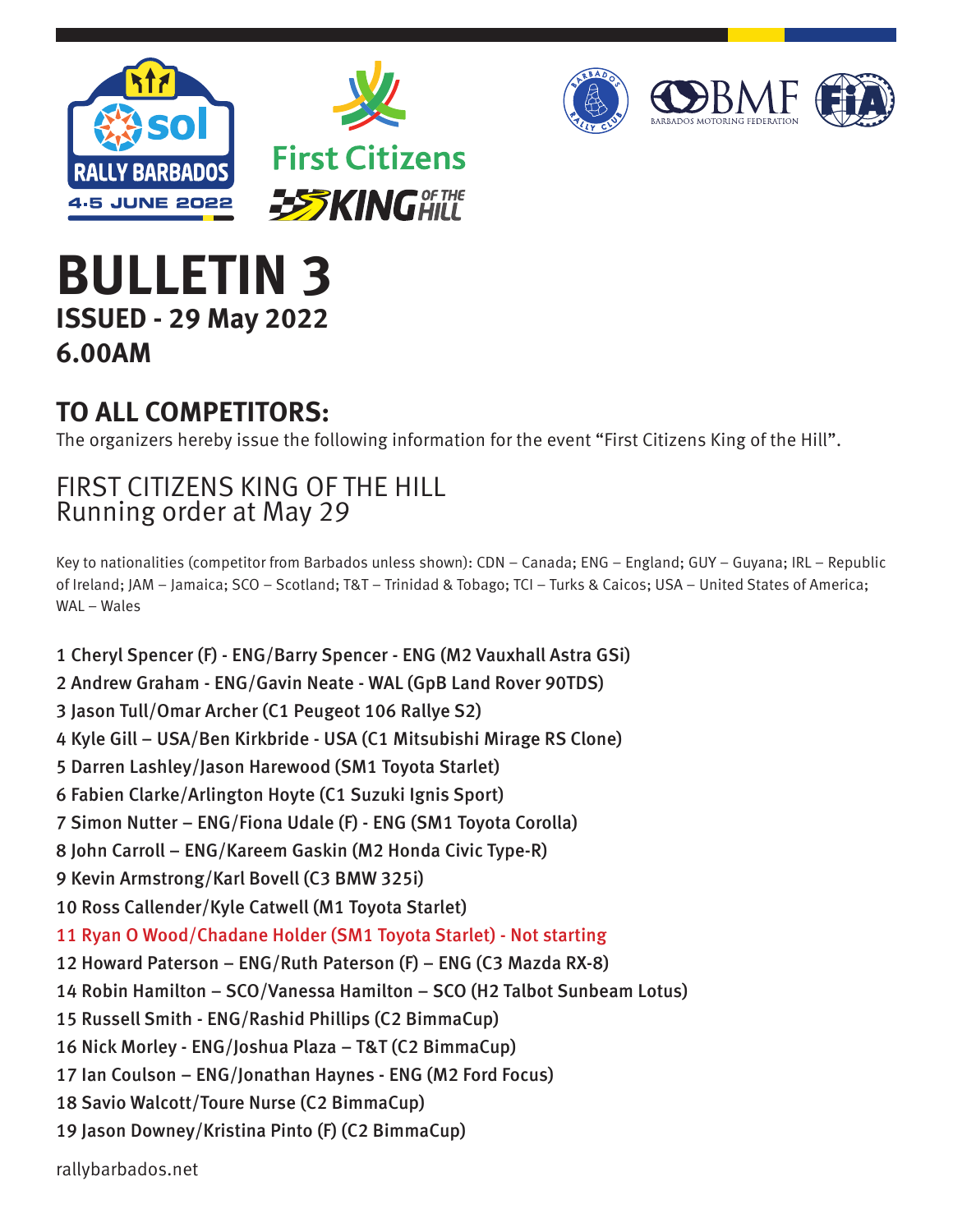# BULLETIN 3

**ISSUED - 29 May 2022**

**6.00AM**

## TO ALL COMPETITORS:

The organizers hereby issue the following information for the event "First Citizens King of the Hill".

## FIRST CITIZENS KING OF THE HILL
Running order at May 29

Key to nationalities (competitor from Barbados unless shown): CDN – Canada; ENG – England; GUY – Guyana; IRL – Republic of Ireland; JAM – Jamaica; SCO – Scotland; T&T – Trinidad & Tobago; TCI – Turks & Caicos; USA – United States of America; WAL – Wales

1 Cheryl Spencer (F) - ENG/Barry Spencer - ENG (M2 Vauxhall Astra GSi)
2 Andrew Graham - ENG/Gavin Neate - WAL (GpB Land Rover 90TDS)
3 Jason Tull/Omar Archer (C1 Peugeot 106 Rallye S2)
4 Kyle Gill – USA/Ben Kirkbride - USA (C1 Mitsubishi Mirage RS Clone)
5 Darren Lashley/Jason Harewood (SM1 Toyota Starlet)
6 Fabien Clarke/Arlington Hoyte (C1 Suzuki Ignis Sport)
7 Simon Nutter – ENG/Fiona Udale (F) - ENG (SM1 Toyota Corolla)
8 John Carroll – ENG/Kareem Gaskin (M2 Honda Civic Type-R)
9 Kevin Armstrong/Karl Bovell (C3 BMW 325i)
10 Ross Callender/Kyle Catwell (M1 Toyota Starlet)
11 Ryan O Wood/Chadane Holder (SM1 Toyota Starlet) - Not starting
12 Howard Paterson – ENG/Ruth Paterson (F) – ENG (C3 Mazda RX-8)
14 Robin Hamilton – SCO/Vanessa Hamilton – SCO (H2 Talbot Sunbeam Lotus)
15 Russell Smith - ENG/Rashid Phillips (C2 BimmaCup)
16 Nick Morley - ENG/Joshua Plaza – T&T (C2 BimmaCup)
17 Ian Coulson – ENG/Jonathan Haynes - ENG (M2 Ford Focus)
18 Savio Walcott/Toure Nurse (C2 BimmaCup)
19 Jason Downey/Kristina Pinto (F) (C2 BimmaCup)

rallybarbados.net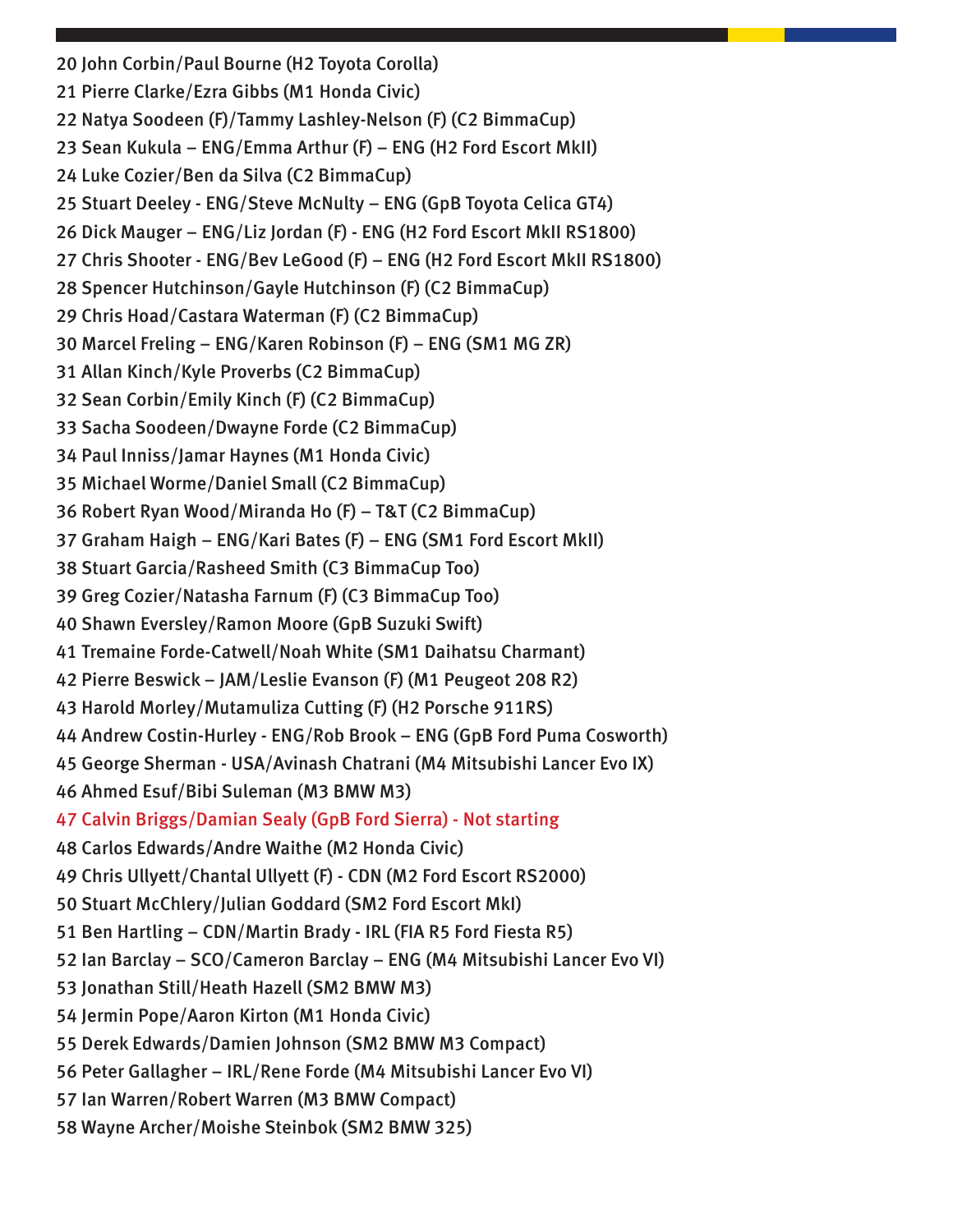20 John Corbin/Paul Bourne (H2 Toyota Corolla)

21 Pierre Clarke/Ezra Gibbs (M1 Honda Civic)

22 Natya Soodeen (F)/Tammy Lashley-Nelson (F) (C2 BimmaCup)

23 Sean Kukula – ENG/Emma Arthur (F) – ENG (H2 Ford Escort MkII)

24 Luke Cozier/Ben da Silva (C2 BimmaCup)

25 Stuart Deeley - ENG/Steve McNulty – ENG (GpB Toyota Celica GT4)

26 Dick Mauger – ENG/Liz Jordan (F) - ENG (H2 Ford Escort MkII RS1800)

27 Chris Shooter - ENG/Bev LeGood (F) – ENG (H2 Ford Escort MkII RS1800)

28 Spencer Hutchinson/Gayle Hutchinson (F) (C2 BimmaCup)

29 Chris Hoad/Castara Waterman (F) (C2 BimmaCup)

30 Marcel Freling – ENG/Karen Robinson (F) – ENG (SM1 MG ZR)

31 Allan Kinch/Kyle Proverbs (C2 BimmaCup)

32 Sean Corbin/Emily Kinch (F) (C2 BimmaCup)

33 Sacha Soodeen/Dwayne Forde (C2 BimmaCup)

34 Paul Inniss/Jamar Haynes (M1 Honda Civic)

35 Michael Worme/Daniel Small (C2 BimmaCup)

36 Robert Ryan Wood/Miranda Ho (F) – T&T (C2 BimmaCup)

37 Graham Haigh – ENG/Kari Bates (F) – ENG (SM1 Ford Escort MkII)

38 Stuart Garcia/Rasheed Smith (C3 BimmaCup Too)

39 Greg Cozier/Natasha Farnum (F) (C3 BimmaCup Too)

40 Shawn Eversley/Ramon Moore (GpB Suzuki Swift)

41 Tremaine Forde-Catwell/Noah White (SM1 Daihatsu Charmant)

42 Pierre Beswick – JAM/Leslie Evanson (F) (M1 Peugeot 208 R2)

43 Harold Morley/Mutamuliza Cutting (F) (H2 Porsche 911RS)

44 Andrew Costin-Hurley - ENG/Rob Brook – ENG (GpB Ford Puma Cosworth)

45 George Sherman - USA/Avinash Chatrani (M4 Mitsubishi Lancer Evo IX)

46 Ahmed Esuf/Bibi Suleman (M3 BMW M3)

47 Calvin Briggs/Damian Sealy (GpB Ford Sierra) - Not starting

48 Carlos Edwards/Andre Waithe (M2 Honda Civic)

49 Chris Ullyett/Chantal Ullyett (F) - CDN (M2 Ford Escort RS2000)

50 Stuart McChlery/Julian Goddard (SM2 Ford Escort MkI)

51 Ben Hartling – CDN/Martin Brady - IRL (FIA R5 Ford Fiesta R5)

52 Ian Barclay – SCO/Cameron Barclay – ENG (M4 Mitsubishi Lancer Evo VI)

53 Jonathan Still/Heath Hazell (SM2 BMW M3)

54 Jermin Pope/Aaron Kirton (M1 Honda Civic)

55 Derek Edwards/Damien Johnson (SM2 BMW M3 Compact)

56 Peter Gallagher – IRL/Rene Forde (M4 Mitsubishi Lancer Evo VI)

57 Ian Warren/Robert Warren (M3 BMW Compact)

58 Wayne Archer/Moishe Steinbok (SM2 BMW 325)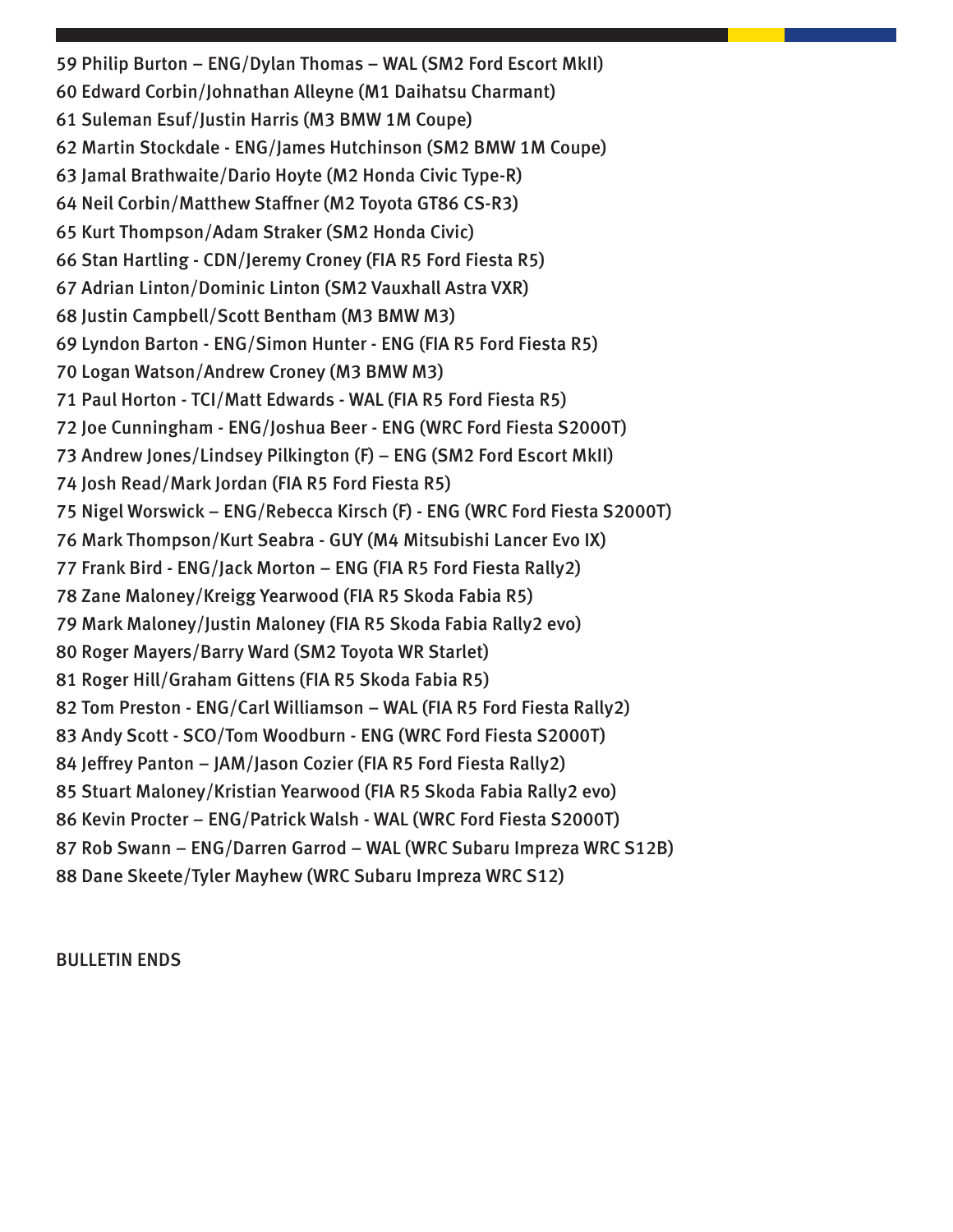59 Philip Burton – ENG/Dylan Thomas – WAL (SM2 Ford Escort MkII)
60 Edward Corbin/Johnathan Alleyne (M1 Daihatsu Charmant)
61 Suleman Esuf/Justin Harris (M3 BMW 1M Coupe)
62 Martin Stockdale - ENG/James Hutchinson (SM2 BMW 1M Coupe)
63 Jamal Brathwaite/Dario Hoyte (M2 Honda Civic Type-R)
64 Neil Corbin/Matthew Staffner (M2 Toyota GT86 CS-R3)
65 Kurt Thompson/Adam Straker (SM2 Honda Civic)
66 Stan Hartling - CDN/Jeremy Croney (FIA R5 Ford Fiesta R5)
67 Adrian Linton/Dominic Linton (SM2 Vauxhall Astra VXR)
68 Justin Campbell/Scott Bentham (M3 BMW M3)
69 Lyndon Barton - ENG/Simon Hunter - ENG (FIA R5 Ford Fiesta R5)
70 Logan Watson/Andrew Croney (M3 BMW M3)
71 Paul Horton - TCI/Matt Edwards - WAL (FIA R5 Ford Fiesta R5)
72 Joe Cunningham - ENG/Joshua Beer - ENG (WRC Ford Fiesta S2000T)
73 Andrew Jones/Lindsey Pilkington (F) – ENG (SM2 Ford Escort MkII)
74 Josh Read/Mark Jordan (FIA R5 Ford Fiesta R5)
75 Nigel Worswick – ENG/Rebecca Kirsch (F) - ENG (WRC Ford Fiesta S2000T)
76 Mark Thompson/Kurt Seabra - GUY (M4 Mitsubishi Lancer Evo IX)
77 Frank Bird - ENG/Jack Morton – ENG (FIA R5 Ford Fiesta Rally2)
78 Zane Maloney/Kreigg Yearwood (FIA R5 Skoda Fabia R5)
79 Mark Maloney/Justin Maloney (FIA R5 Skoda Fabia Rally2 evo)
80 Roger Mayers/Barry Ward (SM2 Toyota WR Starlet)
81 Roger Hill/Graham Gittens (FIA R5 Skoda Fabia R5)
82 Tom Preston - ENG/Carl Williamson – WAL (FIA R5 Ford Fiesta Rally2)
83 Andy Scott - SCO/Tom Woodburn - ENG (WRC Ford Fiesta S2000T)
84 Jeffrey Panton – JAM/Jason Cozier (FIA R5 Ford Fiesta Rally2)
85 Stuart Maloney/Kristian Yearwood (FIA R5 Skoda Fabia Rally2 evo)
86 Kevin Procter – ENG/Patrick Walsh - WAL (WRC Ford Fiesta S2000T)
87 Rob Swann – ENG/Darren Garrod – WAL (WRC Subaru Impreza WRC S12B)
88 Dane Skeete/Tyler Mayhew (WRC Subaru Impreza WRC S12)

BULLETIN ENDS